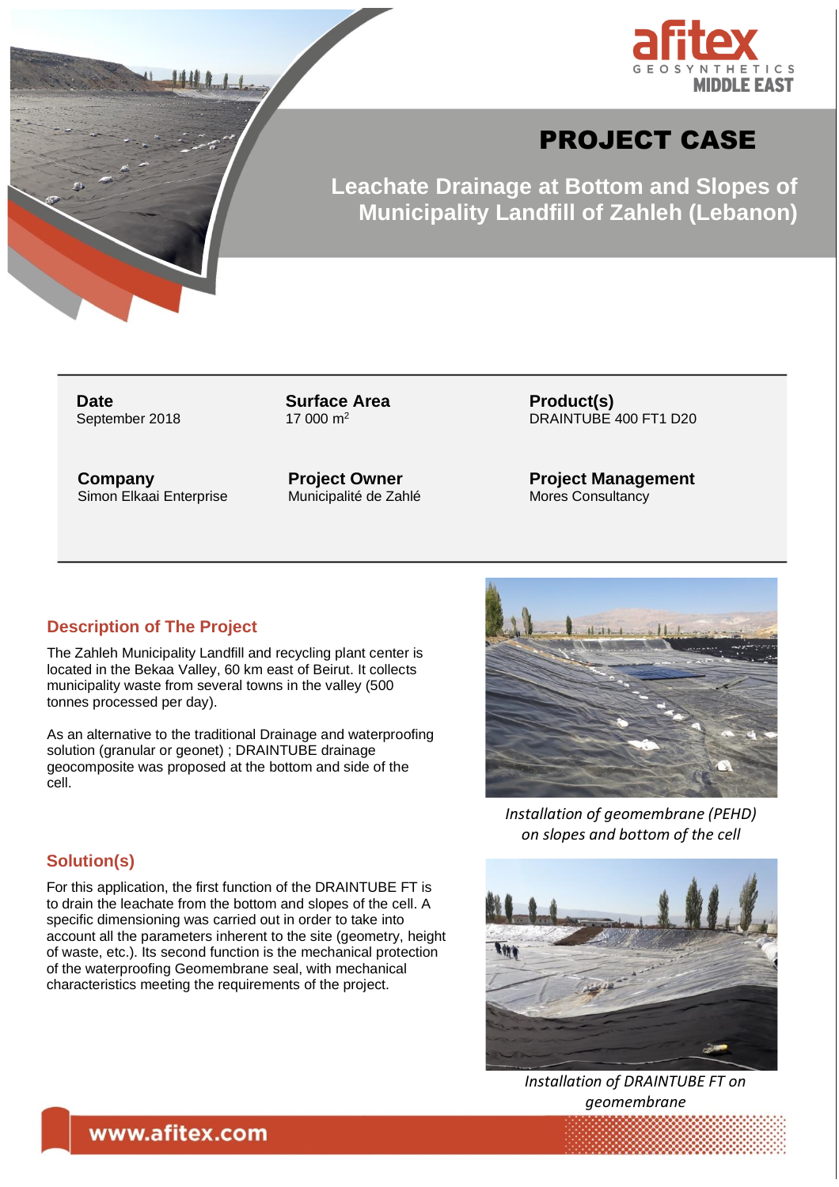afitex GEOSYNTHETICS MIDDLE EAST

# PROJECT CASE

## Leachate Drainage at Bottom and Slopes of Municipality Landfill of Zahleh (Lebanon)

| Date | Surface Area | Product(s) |
|---|---|---|
| September 2018 | 17 000 m$^2$ | DRAINTUBE 400 FT1 D20 |
| **Company** | **Project Owner** | **Project Management** |
| Simon Elkaai Enterprise | Municipalité de Zahlé | Mores Consultancy |

## Description of The Project

The Zahleh Municipality Landfill and recycling plant center is located in the Bekaa Valley, 60 km east of Beirut. It collects municipality waste from several towns in the valley (500 tonnes processed per day).

As an alternative to the traditional Drainage and waterproofing solution (granular or geonet) ; DRAINTUBE drainage geocomposite was proposed at the bottom and side of the cell.

*Installation of geomembrane (PEHD) on slopes and bottom of the cell*

## Solution(s)

For this application, the first function of the DRAINTUBE FT is to drain the leachate from the bottom and slopes of the cell. A specific dimensioning was carried out in order to take into account all the parameters inherent to the site (geometry, height of waste, etc.). Its second function is the mechanical protection of the waterproofing Geomembrane seal, with mechanical characteristics meeting the requirements of the project.

*Installation of DRAINTUBE FT on geomembrane*

www.afitex.com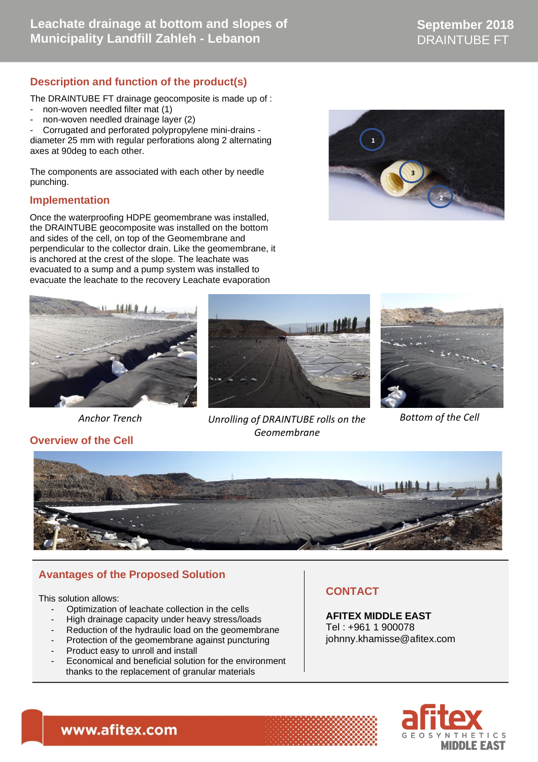# Leachate drainage at bottom and slopes of Municipality Landfill Zahleh - Lebanon

**September 2018**
DRAINTUBE FT

## Description and function of the product(s)

The DRAINTUBE FT drainage geocomposite is made up of :
- non-woven needled filter mat (1)
- non-woven needled drainage layer (2)
- Corrugated and perforated polypropylene mini-drains - diameter 25 mm with regular perforations along 2 alternating axes at 90deg to each other.

The components are associated with each other by needle punching.

## Implementation

Once the waterproofing HDPE geomembrane was installed, the DRAINTUBE geocomposite was installed on the bottom and sides of the cell, on top of the Geomembrane and perpendicular to the collector drain. Like the geomembrane, it is anchored at the crest of the slope. The leachate was evacuated to a sump and a pump system was installed to evacuate the leachate to the recovery Leachate evaporation

*Anchor Trench*

*Unrolling of DRAINTUBE rolls on the Geomembrane*

*Bottom of the Cell*

## Overview of the Cell

## Avantages of the Proposed Solution

This solution allows:
- Optimization of leachate collection in the cells
- High drainage capacity under heavy stress/loads
- Reduction of the hydraulic load on the geomembrane
- Protection of the geomembrane against puncturing
- Product easy to unroll and install
- Economical and beneficial solution for the environment thanks to the replacement of granular materials

## CONTACT

**AFITEX MIDDLE EAST**
Tel : +961 1 900078
johnny.khamisse@afitex.com

www.afitex.com

afitex GEOSYNTHETICS MIDDLE EAST